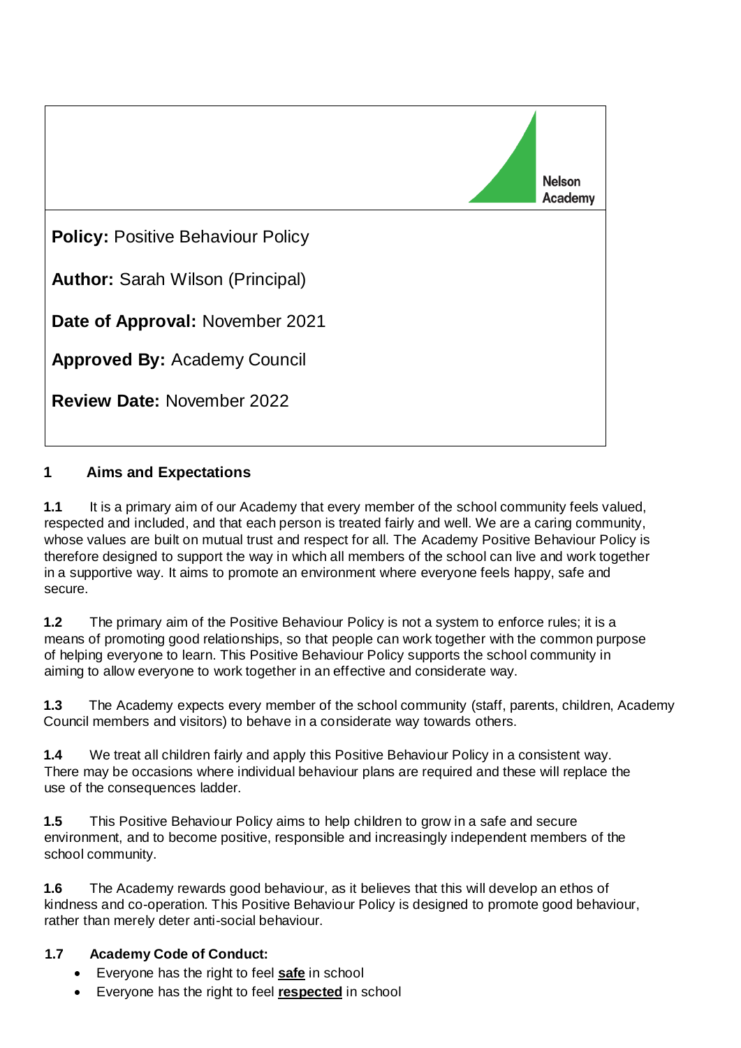Nelson Academy

**Policy:** Positive Behaviour Policy

**Author:** Sarah Wilson (Principal)

**Date of Approval:** November 2021

**Approved By:** Academy Council

**Review Date:** November 2022

## 1 Aims and Expectations

**1.1** It is a primary aim of our Academy that every member of the school community feels valued, respected and included, and that each person is treated fairly and well. We are a caring community, whose values are built on mutual trust and respect for all. The Academy Positive Behaviour Policy is therefore designed to support the way in which all members of the school can live and work together in a supportive way. It aims to promote an environment where everyone feels happy, safe and secure.

**1.2** The primary aim of the Positive Behaviour Policy is not a system to enforce rules; it is a means of promoting good relationships, so that people can work together with the common purpose of helping everyone to learn. This Positive Behaviour Policy supports the school community in aiming to allow everyone to work together in an effective and considerate way.

**1.3** The Academy expects every member of the school community (staff, parents, children, Academy Council members and visitors) to behave in a considerate way towards others.

**1.4** We treat all children fairly and apply this Positive Behaviour Policy in a consistent way. There may be occasions where individual behaviour plans are required and these will replace the use of the consequences ladder.

**1.5** This Positive Behaviour Policy aims to help children to grow in a safe and secure environment, and to become positive, responsible and increasingly independent members of the school community.

**1.6** The Academy rewards good behaviour, as it believes that this will develop an ethos of kindness and co-operation. This Positive Behaviour Policy is designed to promote good behaviour, rather than merely deter anti-social behaviour.

**1.7 Academy Code of Conduct:**

- Everyone has the right to feel **safe** in school
- Everyone has the right to feel **respected** in school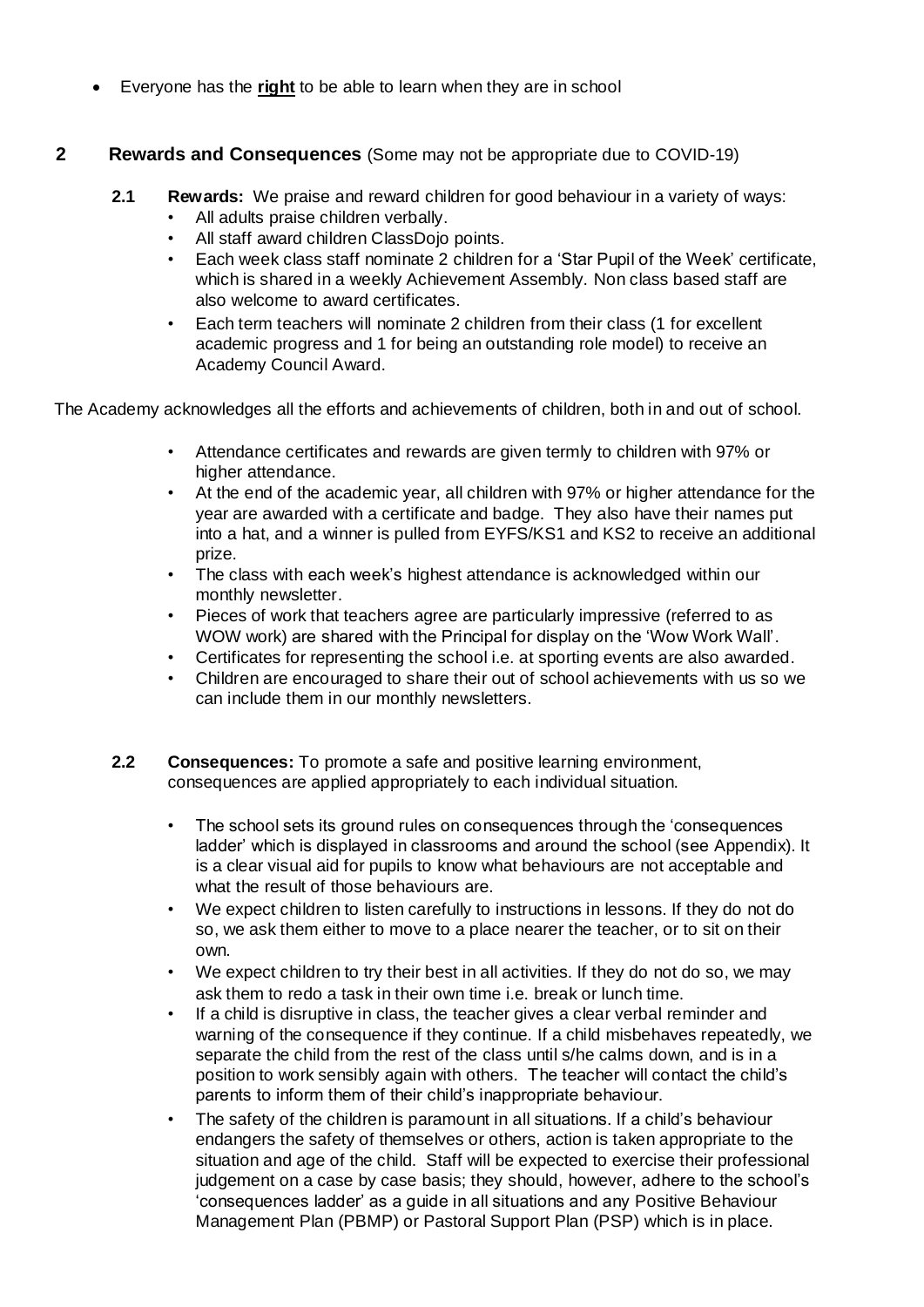- Everyone has the **right** to be able to learn when they are in school

## 2 Rewards and Consequences (Some may not be appropriate due to COVID-19)

**2.1 Rewards:** We praise and reward children for good behaviour in a variety of ways:

- All adults praise children verbally.
- All staff award children ClassDojo points.
- Each week class staff nominate 2 children for a 'Star Pupil of the Week' certificate, which is shared in a weekly Achievement Assembly. Non class based staff are also welcome to award certificates.
- Each term teachers will nominate 2 children from their class (1 for excellent academic progress and 1 for being an outstanding role model) to receive an Academy Council Award.

The Academy acknowledges all the efforts and achievements of children, both in and out of school.

- Attendance certificates and rewards are given termly to children with 97% or higher attendance.
- At the end of the academic year, all children with 97% or higher attendance for the year are awarded with a certificate and badge. They also have their names put into a hat, and a winner is pulled from EYFS/KS1 and KS2 to receive an additional prize.
- The class with each week's highest attendance is acknowledged within our monthly newsletter.
- Pieces of work that teachers agree are particularly impressive (referred to as WOW work) are shared with the Principal for display on the 'Wow Work Wall'.
- Certificates for representing the school i.e. at sporting events are also awarded.
- Children are encouraged to share their out of school achievements with us so we can include them in our monthly newsletters.

**2.2 Consequences:** To promote a safe and positive learning environment, consequences are applied appropriately to each individual situation.

- The school sets its ground rules on consequences through the 'consequences ladder' which is displayed in classrooms and around the school (see Appendix). It is a clear visual aid for pupils to know what behaviours are not acceptable and what the result of those behaviours are.
- We expect children to listen carefully to instructions in lessons. If they do not do so, we ask them either to move to a place nearer the teacher, or to sit on their own.
- We expect children to try their best in all activities. If they do not do so, we may ask them to redo a task in their own time i.e. break or lunch time.
- If a child is disruptive in class, the teacher gives a clear verbal reminder and warning of the consequence if they continue. If a child misbehaves repeatedly, we separate the child from the rest of the class until s/he calms down, and is in a position to work sensibly again with others. The teacher will contact the child's parents to inform them of their child's inappropriate behaviour.
- The safety of the children is paramount in all situations. If a child's behaviour endangers the safety of themselves or others, action is taken appropriate to the situation and age of the child. Staff will be expected to exercise their professional judgement on a case by case basis; they should, however, adhere to the school's 'consequences ladder' as a guide in all situations and any Positive Behaviour Management Plan (PBMP) or Pastoral Support Plan (PSP) which is in place.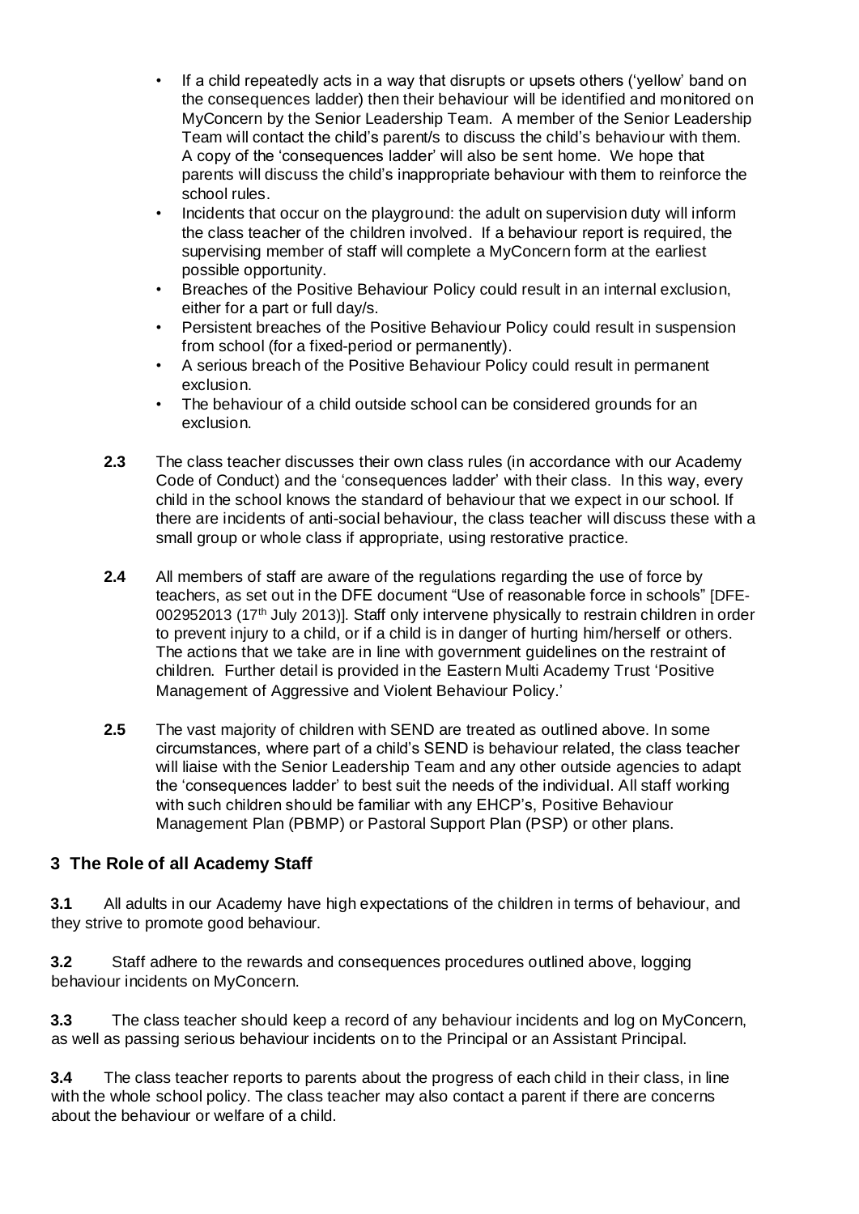- If a child repeatedly acts in a way that disrupts or upsets others ('yellow' band on the consequences ladder) then their behaviour will be identified and monitored on MyConcern by the Senior Leadership Team. A member of the Senior Leadership Team will contact the child's parent/s to discuss the child's behaviour with them. A copy of the 'consequences ladder' will also be sent home. We hope that parents will discuss the child's inappropriate behaviour with them to reinforce the school rules.
- Incidents that occur on the playground: the adult on supervision duty will inform the class teacher of the children involved. If a behaviour report is required, the supervising member of staff will complete a MyConcern form at the earliest possible opportunity.
- Breaches of the Positive Behaviour Policy could result in an internal exclusion, either for a part or full day/s.
- Persistent breaches of the Positive Behaviour Policy could result in suspension from school (for a fixed-period or permanently).
- A serious breach of the Positive Behaviour Policy could result in permanent exclusion.
- The behaviour of a child outside school can be considered grounds for an exclusion.

**2.3** The class teacher discusses their own class rules (in accordance with our Academy Code of Conduct) and the 'consequences ladder' with their class. In this way, every child in the school knows the standard of behaviour that we expect in our school. If there are incidents of anti-social behaviour, the class teacher will discuss these with a small group or whole class if appropriate, using restorative practice.

**2.4** All members of staff are aware of the regulations regarding the use of force by teachers, as set out in the DFE document "Use of reasonable force in schools" [DFE-002952013 (17th July 2013)]. Staff only intervene physically to restrain children in order to prevent injury to a child, or if a child is in danger of hurting him/herself or others. The actions that we take are in line with government guidelines on the restraint of children. Further detail is provided in the Eastern Multi Academy Trust 'Positive Management of Aggressive and Violent Behaviour Policy.'

**2.5** The vast majority of children with SEND are treated as outlined above. In some circumstances, where part of a child's SEND is behaviour related, the class teacher will liaise with the Senior Leadership Team and any other outside agencies to adapt the 'consequences ladder' to best suit the needs of the individual. All staff working with such children should be familiar with any EHCP's, Positive Behaviour Management Plan (PBMP) or Pastoral Support Plan (PSP) or other plans.

## 3 The Role of all Academy Staff

**3.1** All adults in our Academy have high expectations of the children in terms of behaviour, and they strive to promote good behaviour.

**3.2** Staff adhere to the rewards and consequences procedures outlined above, logging behaviour incidents on MyConcern.

**3.3** The class teacher should keep a record of any behaviour incidents and log on MyConcern, as well as passing serious behaviour incidents on to the Principal or an Assistant Principal.

**3.4** The class teacher reports to parents about the progress of each child in their class, in line with the whole school policy. The class teacher may also contact a parent if there are concerns about the behaviour or welfare of a child.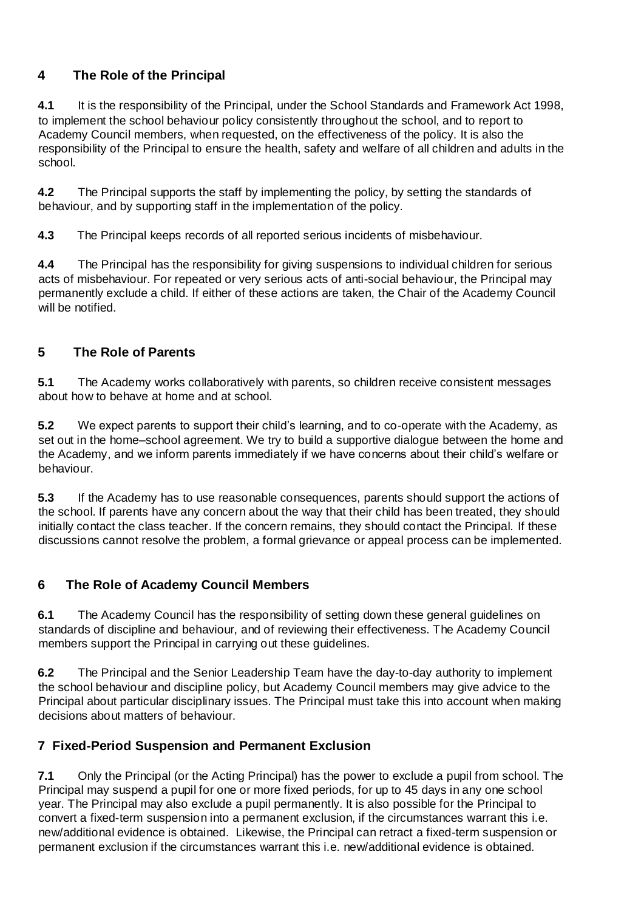## 4 The Role of the Principal

**4.1** It is the responsibility of the Principal, under the School Standards and Framework Act 1998, to implement the school behaviour policy consistently throughout the school, and to report to Academy Council members, when requested, on the effectiveness of the policy. It is also the responsibility of the Principal to ensure the health, safety and welfare of all children and adults in the school.

**4.2** The Principal supports the staff by implementing the policy, by setting the standards of behaviour, and by supporting staff in the implementation of the policy.

**4.3** The Principal keeps records of all reported serious incidents of misbehaviour.

**4.4** The Principal has the responsibility for giving suspensions to individual children for serious acts of misbehaviour. For repeated or very serious acts of anti-social behaviour, the Principal may permanently exclude a child. If either of these actions are taken, the Chair of the Academy Council will be notified.

## 5 The Role of Parents

**5.1** The Academy works collaboratively with parents, so children receive consistent messages about how to behave at home and at school.

**5.2** We expect parents to support their child's learning, and to co-operate with the Academy, as set out in the home–school agreement. We try to build a supportive dialogue between the home and the Academy, and we inform parents immediately if we have concerns about their child's welfare or behaviour.

**5.3** If the Academy has to use reasonable consequences, parents should support the actions of the school. If parents have any concern about the way that their child has been treated, they should initially contact the class teacher. If the concern remains, they should contact the Principal. If these discussions cannot resolve the problem, a formal grievance or appeal process can be implemented.

## 6 The Role of Academy Council Members

**6.1** The Academy Council has the responsibility of setting down these general guidelines on standards of discipline and behaviour, and of reviewing their effectiveness. The Academy Council members support the Principal in carrying out these guidelines.

**6.2** The Principal and the Senior Leadership Team have the day-to-day authority to implement the school behaviour and discipline policy, but Academy Council members may give advice to the Principal about particular disciplinary issues. The Principal must take this into account when making decisions about matters of behaviour.

## 7 Fixed-Period Suspension and Permanent Exclusion

**7.1** Only the Principal (or the Acting Principal) has the power to exclude a pupil from school. The Principal may suspend a pupil for one or more fixed periods, for up to 45 days in any one school year. The Principal may also exclude a pupil permanently. It is also possible for the Principal to convert a fixed-term suspension into a permanent exclusion, if the circumstances warrant this i.e. new/additional evidence is obtained. Likewise, the Principal can retract a fixed-term suspension or permanent exclusion if the circumstances warrant this i.e. new/additional evidence is obtained.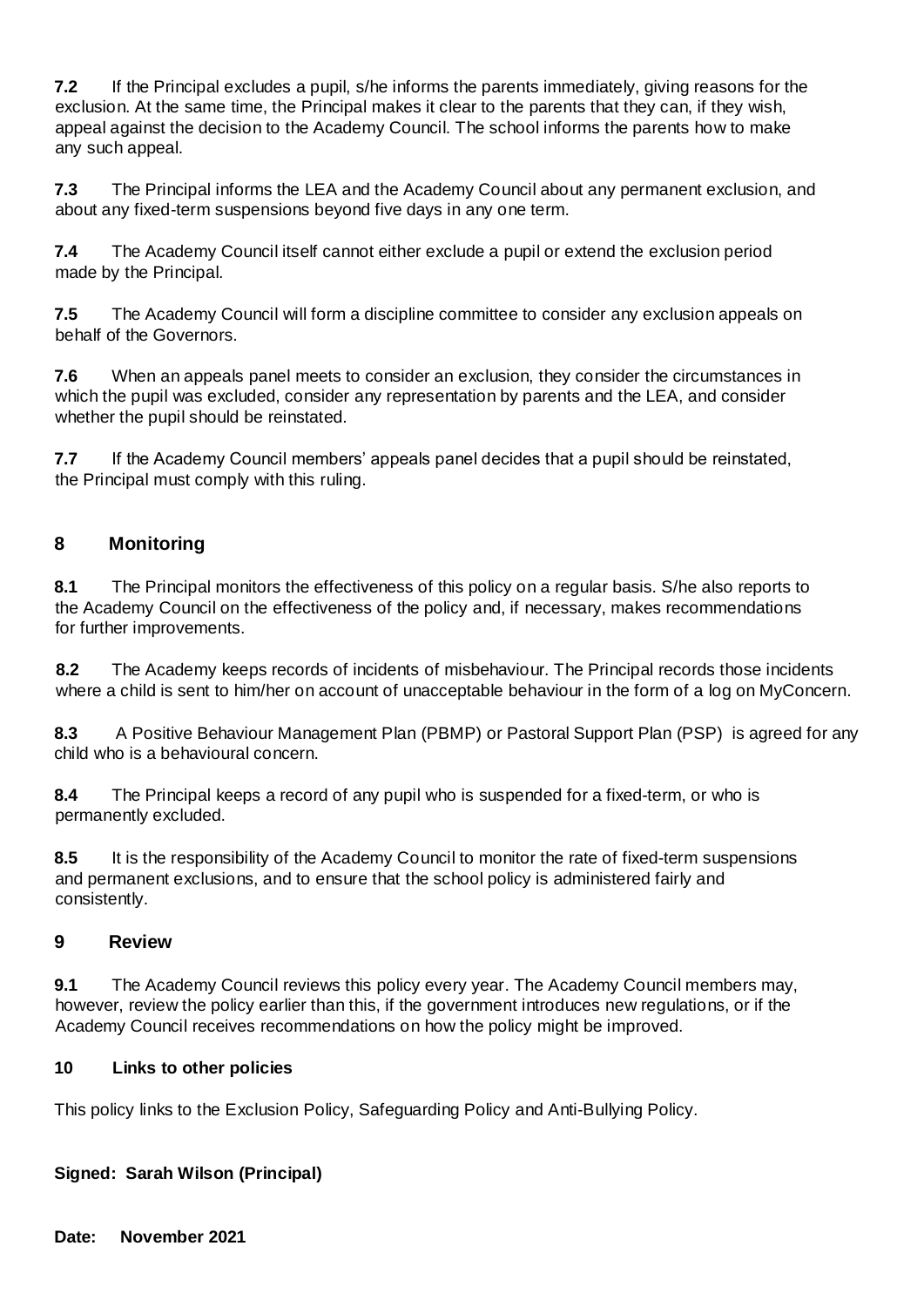**7.2** If the Principal excludes a pupil, s/he informs the parents immediately, giving reasons for the exclusion. At the same time, the Principal makes it clear to the parents that they can, if they wish, appeal against the decision to the Academy Council. The school informs the parents how to make any such appeal.

**7.3** The Principal informs the LEA and the Academy Council about any permanent exclusion, and about any fixed-term suspensions beyond five days in any one term.

**7.4** The Academy Council itself cannot either exclude a pupil or extend the exclusion period made by the Principal.

**7.5** The Academy Council will form a discipline committee to consider any exclusion appeals on behalf of the Governors.

**7.6** When an appeals panel meets to consider an exclusion, they consider the circumstances in which the pupil was excluded, consider any representation by parents and the LEA, and consider whether the pupil should be reinstated.

**7.7** If the Academy Council members' appeals panel decides that a pupil should be reinstated, the Principal must comply with this ruling.

## 8 Monitoring

**8.1** The Principal monitors the effectiveness of this policy on a regular basis. S/he also reports to the Academy Council on the effectiveness of the policy and, if necessary, makes recommendations for further improvements.

**8.2** The Academy keeps records of incidents of misbehaviour. The Principal records those incidents where a child is sent to him/her on account of unacceptable behaviour in the form of a log on MyConcern.

**8.3** A Positive Behaviour Management Plan (PBMP) or Pastoral Support Plan (PSP) is agreed for any child who is a behavioural concern.

**8.4** The Principal keeps a record of any pupil who is suspended for a fixed-term, or who is permanently excluded.

**8.5** It is the responsibility of the Academy Council to monitor the rate of fixed-term suspensions and permanent exclusions, and to ensure that the school policy is administered fairly and consistently.

## 9 Review

**9.1** The Academy Council reviews this policy every year. The Academy Council members may, however, review the policy earlier than this, if the government introduces new regulations, or if the Academy Council receives recommendations on how the policy might be improved.

### 10 Links to other policies

This policy links to the Exclusion Policy, Safeguarding Policy and Anti-Bullying Policy.

**Signed: Sarah Wilson (Principal)**

**Date: November 2021**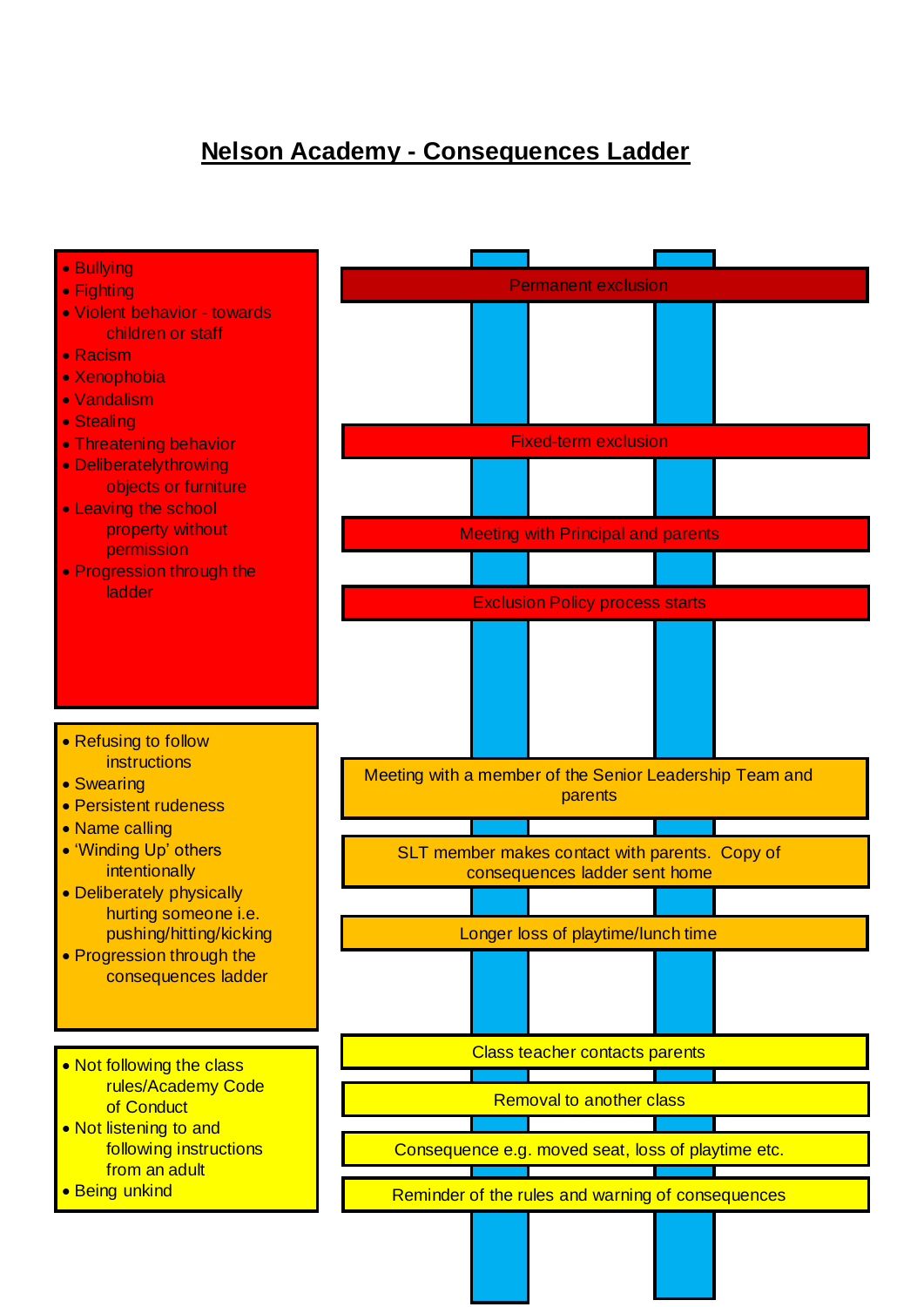# Nelson Academy - Consequences Ladder

- Bullying
- Fighting
- Violent behavior - towards children or staff
- Racism
- Xenophobia
- Vandalism
- Stealing
- Threatening behavior
- Deliberatelythrowing objects or furniture
- Leaving the school property without permission
- Progression through the ladder

Permanent exclusion

Fixed-term exclusion

Meeting with Principal and parents

Exclusion Policy process starts

- Refusing to follow instructions
- Swearing
- Persistent rudeness
- Name calling
- 'Winding Up' others intentionally
- Deliberately physically hurting someone i.e. pushing/hitting/kicking
- Progression through the consequences ladder

Meeting with a member of the Senior Leadership Team and parents

SLT member makes contact with parents. Copy of consequences ladder sent home

Longer loss of playtime/lunch time

- Not following the class rules/Academy Code of Conduct
- Not listening to and following instructions from an adult
- Being unkind

Class teacher contacts parents

Removal to another class

Consequence e.g. moved seat, loss of playtime etc.

Reminder of the rules and warning of consequences